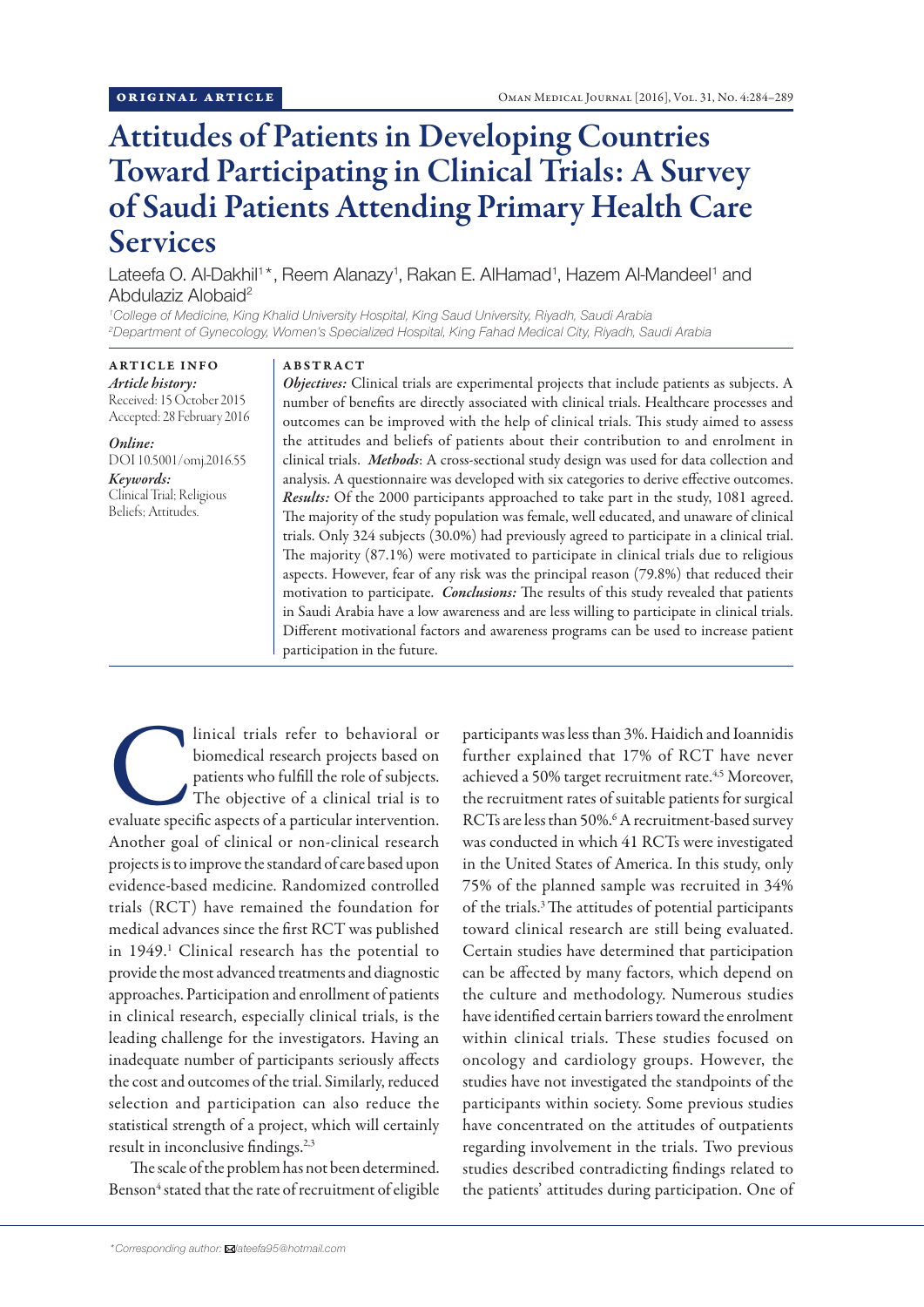ORIGINAL ARTICLE

# Attitudes of Patients in Developing Countries Toward Participating in Clinical Trials: A Survey of Saudi Patients Attending Primary Health Care Services

Lateefa O. Al-Dakhil[1]*, Reem Alanazy[1], Rakan E. AlHamad[1], Hazem Al-Mandeel[1] and Abdulaziz Alobaid[2]

[1]*College of Medicine, King Khalid University Hospital, King Saud University, Riyadh, Saudi Arabia*
[2]*Department of Gynecology, Women's Specialized Hospital, King Fahad Medical City, Riyadh, Saudi Arabia*

**ARTICLE INFO**

*Article history:*
Received: 15 October 2015
Accepted: 28 February 2016

*Online:*
DOI 10.5001/omj.2016.55

*Keywords:*
Clinical Trial; Religious Beliefs; Attitudes.

**ABSTRACT**

***Objectives:*** Clinical trials are experimental projects that include patients as subjects. A number of benefits are directly associated with clinical trials. Healthcare processes and outcomes can be improved with the help of clinical trials. This study aimed to assess the attitudes and beliefs of patients about their contribution to and enrolment in clinical trials. ***Methods***: A cross-sectional study design was used for data collection and analysis. A questionnaire was developed with six categories to derive effective outcomes. ***Results:*** Of the 2000 participants approached to take part in the study, 1081 agreed. The majority of the study population was female, well educated, and unaware of clinical trials. Only 324 subjects (30.0%) had previously agreed to participate in a clinical trial. The majority (87.1%) were motivated to participate in clinical trials due to religious aspects. However, fear of any risk was the principal reason (79.8%) that reduced their motivation to participate. ***Conclusions:*** The results of this study revealed that patients in Saudi Arabia have a low awareness and are less willing to participate in clinical trials. Different motivational factors and awareness programs can be used to increase patient participation in the future.

Clinical trials refer to behavioral or biomedical research projects based on patients who fulfill the role of subjects. The objective of a clinical trial is to evaluate specific aspects of a particular intervention. Another goal of clinical or non-clinical research projects is to improve the standard of care based upon evidence-based medicine. Randomized controlled trials (RCT) have remained the foundation for medical advances since the first RCT was published in 1949.[1] Clinical research has the potential to provide the most advanced treatments and diagnostic approaches. Participation and enrollment of patients in clinical research, especially clinical trials, is the leading challenge for the investigators. Having an inadequate number of participants seriously affects the cost and outcomes of the trial. Similarly, reduced selection and participation can also reduce the statistical strength of a project, which will certainly result in inconclusive findings.[2,3]

The scale of the problem has not been determined. Benson[4] stated that the rate of recruitment of eligible participants was less than 3%. Haidich and Ioannidis further explained that 17% of RCT have never achieved a 50% target recruitment rate.[4,5] Moreover, the recruitment rates of suitable patients for surgical RCTs are less than 50%.[6] A recruitment-based survey was conducted in which 41 RCTs were investigated in the United States of America. In this study, only 75% of the planned sample was recruited in 34% of the trials.[3] The attitudes of potential participants toward clinical research are still being evaluated. Certain studies have determined that participation can be affected by many factors, which depend on the culture and methodology. Numerous studies have identified certain barriers toward the enrolment within clinical trials. These studies focused on oncology and cardiology groups. However, the studies have not investigated the standpoints of the participants within society. Some previous studies have concentrated on the attitudes of outpatients regarding involvement in the trials. Two previous studies described contradicting findings related to the patients' attitudes during participation. One of

*Corresponding author: lateefa95@hotmail.com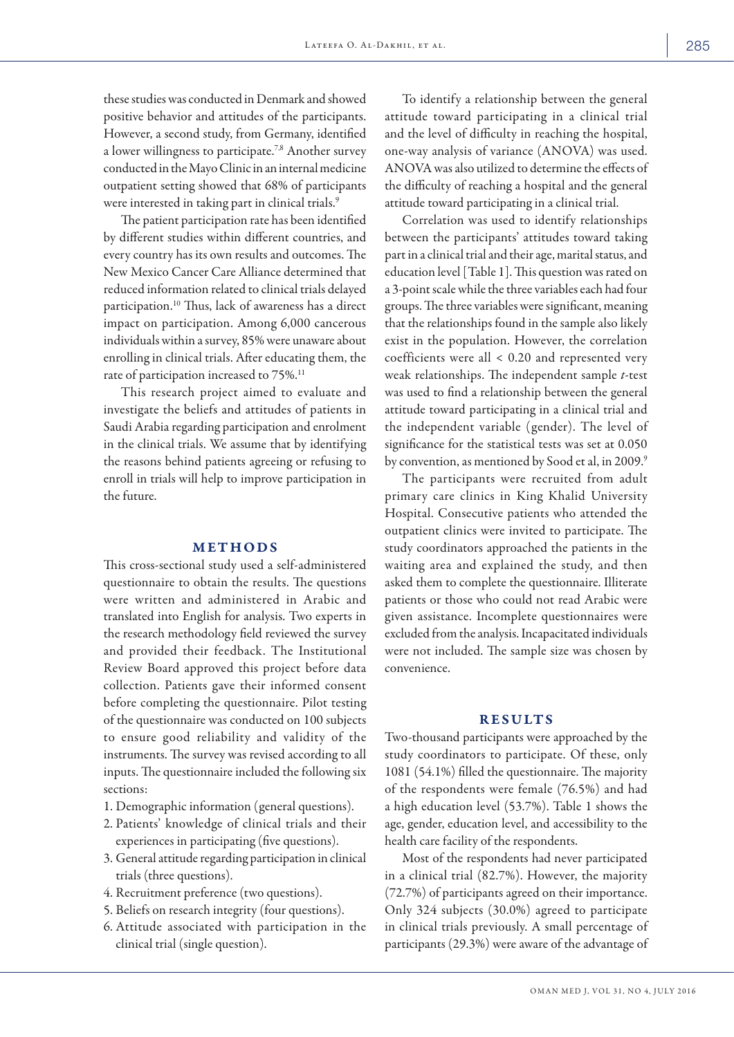these studies was conducted in Denmark and showed positive behavior and attitudes of the participants. However, a second study, from Germany, identified a lower willingness to participate.[7,8] Another survey conducted in the Mayo Clinic in an internal medicine outpatient setting showed that 68% of participants were interested in taking part in clinical trials.[9]

The patient participation rate has been identified by different studies within different countries, and every country has its own results and outcomes. The New Mexico Cancer Care Alliance determined that reduced information related to clinical trials delayed participation.[10] Thus, lack of awareness has a direct impact on participation. Among 6,000 cancerous individuals within a survey, 85% were unaware about enrolling in clinical trials. After educating them, the rate of participation increased to 75%.[11]

This research project aimed to evaluate and investigate the beliefs and attitudes of patients in Saudi Arabia regarding participation and enrolment in the clinical trials. We assume that by identifying the reasons behind patients agreeing or refusing to enroll in trials will help to improve participation in the future.

## METHODS

This cross-sectional study used a self-administered questionnaire to obtain the results. The questions were written and administered in Arabic and translated into English for analysis. Two experts in the research methodology field reviewed the survey and provided their feedback. The Institutional Review Board approved this project before data collection. Patients gave their informed consent before completing the questionnaire. Pilot testing of the questionnaire was conducted on 100 subjects to ensure good reliability and validity of the instruments. The survey was revised according to all inputs. The questionnaire included the following six sections:

1. Demographic information (general questions).
2. Patients' knowledge of clinical trials and their experiences in participating (five questions).
3. General attitude regarding participation in clinical trials (three questions).
4. Recruitment preference (two questions).
5. Beliefs on research integrity (four questions).
6. Attitude associated with participation in the clinical trial (single question).

To identify a relationship between the general attitude toward participating in a clinical trial and the level of difficulty in reaching the hospital, one-way analysis of variance (ANOVA) was used. ANOVA was also utilized to determine the effects of the difficulty of reaching a hospital and the general attitude toward participating in a clinical trial.

Correlation was used to identify relationships between the participants' attitudes toward taking part in a clinical trial and their age, marital status, and education level [Table 1]. This question was rated on a 3-point scale while the three variables each had four groups. The three variables were significant, meaning that the relationships found in the sample also likely exist in the population. However, the correlation coefficients were all < 0.20 and represented very weak relationships. The independent sample *t*-test was used to find a relationship between the general attitude toward participating in a clinical trial and the independent variable (gender). The level of significance for the statistical tests was set at 0.050 by convention, as mentioned by Sood et al, in 2009.[9]

The participants were recruited from adult primary care clinics in King Khalid University Hospital. Consecutive patients who attended the outpatient clinics were invited to participate. The study coordinators approached the patients in the waiting area and explained the study, and then asked them to complete the questionnaire. Illiterate patients or those who could not read Arabic were given assistance. Incomplete questionnaires were excluded from the analysis. Incapacitated individuals were not included. The sample size was chosen by convenience.

## RESULTS

Two-thousand participants were approached by the study coordinators to participate. Of these, only 1081 (54.1%) filled the questionnaire. The majority of the respondents were female (76.5%) and had a high education level (53.7%). Table 1 shows the age, gender, education level, and accessibility to the health care facility of the respondents.

Most of the respondents had never participated in a clinical trial (82.7%). However, the majority (72.7%) of participants agreed on their importance. Only 324 subjects (30.0%) agreed to participate in clinical trials previously. A small percentage of participants (29.3%) were aware of the advantage of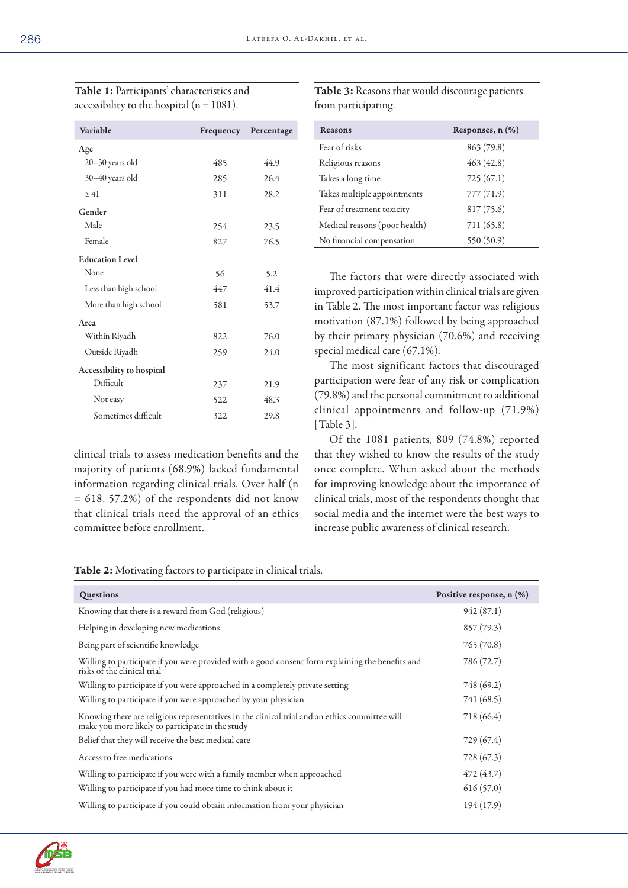**Table 1:** Participants' characteristics and accessibility to the hospital (n = 1081).

| Variable | Frequency | Percentage |
|---|---|---|
| **Age** | | |
| 20–30 years old | 485 | 44.9 |
| 30–40 years old | 285 | 26.4 |
| ≥ 41 | 311 | 28.2 |
| **Gender** | | |
| Male | 254 | 23.5 |
| Female | 827 | 76.5 |
| **Education Level** | | |
| None | 56 | 5.2 |
| Less than high school | 447 | 41.4 |
| More than high school | 581 | 53.7 |
| **Area** | | |
| Within Riyadh | 822 | 76.0 |
| Outside Riyadh | 259 | 24.0 |
| **Accessibility to hospital** | | |
| Difficult | 237 | 21.9 |
| Not easy | 522 | 48.3 |
| Sometimes difficult | 322 | 29.8 |

clinical trials to assess medication benefits and the majority of patients (68.9%) lacked fundamental information regarding clinical trials. Over half (n = 618, 57.2%) of the respondents did not know that clinical trials need the approval of an ethics committee before enrollment.

**Table 3:** Reasons that would discourage patients from participating.

| Reasons | Responses, n (%) |
|---|---|
| Fear of risks | 863 (79.8) |
| Religious reasons | 463 (42.8) |
| Takes a long time | 725 (67.1) |
| Takes multiple appointments | 777 (71.9) |
| Fear of treatment toxicity | 817 (75.6) |
| Medical reasons (poor health) | 711 (65.8) |
| No financial compensation | 550 (50.9) |

The factors that were directly associated with improved participation within clinical trials are given in Table 2. The most important factor was religious motivation (87.1%) followed by being approached by their primary physician (70.6%) and receiving special medical care (67.1%).

The most significant factors that discouraged participation were fear of any risk or complication (79.8%) and the personal commitment to additional clinical appointments and follow-up (71.9%) [Table 3].

Of the 1081 patients, 809 (74.8%) reported that they wished to know the results of the study once complete. When asked about the methods for improving knowledge about the importance of clinical trials, most of the respondents thought that social media and the internet were the best ways to increase public awareness of clinical research.

**Table 2:** Motivating factors to participate in clinical trials.

| Questions | Positive response, n (%) |
|---|---|
| Knowing that there is a reward from God (religious) | 942 (87.1) |
| Helping in developing new medications | 857 (79.3) |
| Being part of scientific knowledge | 765 (70.8) |
| Willing to participate if you were provided with a good consent form explaining the benefits and risks of the clinical trial | 786 (72.7) |
| Willing to participate if you were approached in a completely private setting | 748 (69.2) |
| Willing to participate if you were approached by your physician | 741 (68.5) |
| Knowing there are religious representatives in the clinical trial and an ethics committee will make you more likely to participate in the study | 718 (66.4) |
| Belief that they will receive the best medical care | 729 (67.4) |
| Access to free medications | 728 (67.3) |
| Willing to participate if you were with a family member when approached | 472 (43.7) |
| Willing to participate if you had more time to think about it | 616 (57.0) |
| Willing to participate if you could obtain information from your physician | 194 (17.9) |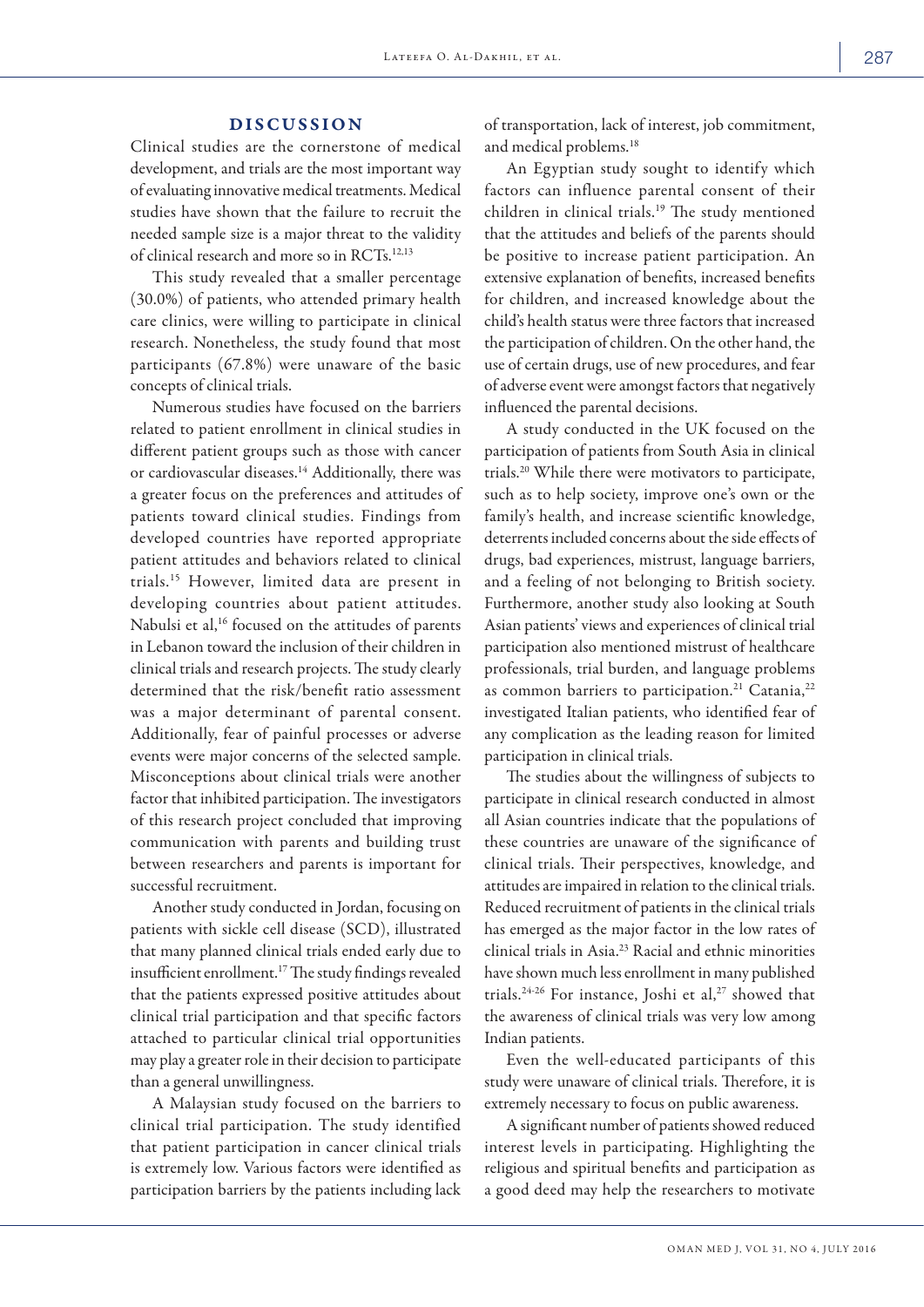## DISCUSSION

Clinical studies are the cornerstone of medical development, and trials are the most important way of evaluating innovative medical treatments. Medical studies have shown that the failure to recruit the needed sample size is a major threat to the validity of clinical research and more so in RCTs.[12,13]

This study revealed that a smaller percentage (30.0%) of patients, who attended primary health care clinics, were willing to participate in clinical research. Nonetheless, the study found that most participants (67.8%) were unaware of the basic concepts of clinical trials.

Numerous studies have focused on the barriers related to patient enrollment in clinical studies in different patient groups such as those with cancer or cardiovascular diseases.[14] Additionally, there was a greater focus on the preferences and attitudes of patients toward clinical studies. Findings from developed countries have reported appropriate patient attitudes and behaviors related to clinical trials.[15] However, limited data are present in developing countries about patient attitudes. Nabulsi et al,[16] focused on the attitudes of parents in Lebanon toward the inclusion of their children in clinical trials and research projects. The study clearly determined that the risk/benefit ratio assessment was a major determinant of parental consent. Additionally, fear of painful processes or adverse events were major concerns of the selected sample. Misconceptions about clinical trials were another factor that inhibited participation. The investigators of this research project concluded that improving communication with parents and building trust between researchers and parents is important for successful recruitment.

Another study conducted in Jordan, focusing on patients with sickle cell disease (SCD), illustrated that many planned clinical trials ended early due to insufficient enrollment.[17] The study findings revealed that the patients expressed positive attitudes about clinical trial participation and that specific factors attached to particular clinical trial opportunities may play a greater role in their decision to participate than a general unwillingness.

A Malaysian study focused on the barriers to clinical trial participation. The study identified that patient participation in cancer clinical trials is extremely low. Various factors were identified as participation barriers by the patients including lack of transportation, lack of interest, job commitment, and medical problems.[18]

An Egyptian study sought to identify which factors can influence parental consent of their children in clinical trials.[19] The study mentioned that the attitudes and beliefs of the parents should be positive to increase patient participation. An extensive explanation of benefits, increased benefits for children, and increased knowledge about the child's health status were three factors that increased the participation of children. On the other hand, the use of certain drugs, use of new procedures, and fear of adverse event were amongst factors that negatively influenced the parental decisions.

A study conducted in the UK focused on the participation of patients from South Asia in clinical trials.[20] While there were motivators to participate, such as to help society, improve one's own or the family's health, and increase scientific knowledge, deterrents included concerns about the side effects of drugs, bad experiences, mistrust, language barriers, and a feeling of not belonging to British society. Furthermore, another study also looking at South Asian patients' views and experiences of clinical trial participation also mentioned mistrust of healthcare professionals, trial burden, and language problems as common barriers to participation.[21] Catania,[22] investigated Italian patients, who identified fear of any complication as the leading reason for limited participation in clinical trials.

The studies about the willingness of subjects to participate in clinical research conducted in almost all Asian countries indicate that the populations of these countries are unaware of the significance of clinical trials. Their perspectives, knowledge, and attitudes are impaired in relation to the clinical trials. Reduced recruitment of patients in the clinical trials has emerged as the major factor in the low rates of clinical trials in Asia.[23] Racial and ethnic minorities have shown much less enrollment in many published trials.[24-26] For instance, Joshi et al,[27] showed that the awareness of clinical trials was very low among Indian patients.

Even the well-educated participants of this study were unaware of clinical trials. Therefore, it is extremely necessary to focus on public awareness.

A significant number of patients showed reduced interest levels in participating. Highlighting the religious and spiritual benefits and participation as a good deed may help the researchers to motivate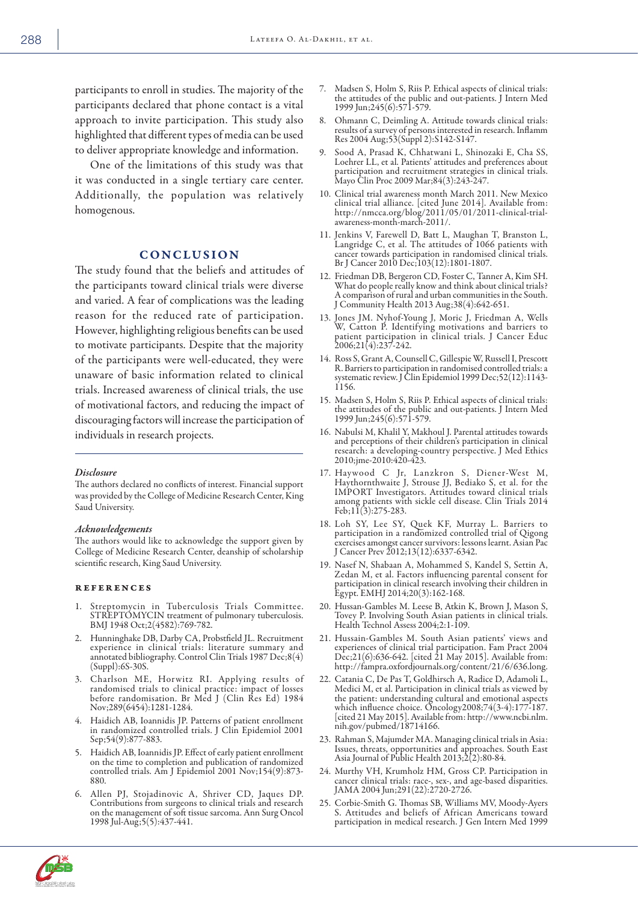participants to enroll in studies. The majority of the participants declared that phone contact is a vital approach to invite participation. This study also highlighted that different types of media can be used to deliver appropriate knowledge and information.

One of the limitations of this study was that it was conducted in a single tertiary care center. Additionally, the population was relatively homogenous.

## CONCLUSION

The study found that the beliefs and attitudes of the participants toward clinical trials were diverse and varied. A fear of complications was the leading reason for the reduced rate of participation. However, highlighting religious benefits can be used to motivate participants. Despite that the majority of the participants were well-educated, they were unaware of basic information related to clinical trials. Increased awareness of clinical trials, the use of motivational factors, and reducing the impact of discouraging factors will increase the participation of individuals in research projects.

### *Disclosure*

The authors declared no conflicts of interest. Financial support was provided by the College of Medicine Research Center, King Saud University.

### *Acknowledgements*

The authors would like to acknowledge the support given by College of Medicine Research Center, deanship of scholarship scientific research, King Saud University.

## REFERENCES

1. Streptomycin in Tuberculosis Trials Committee. STREPTOMYCIN treatment of pulmonary tuberculosis. BMJ 1948 Oct;2(4582):769-782.
2. Hunninghake DB, Darby CA, Probstfield JL. Recruitment experience in clinical trials: literature summary and annotated bibliography. Control Clin Trials 1987 Dec;8(4)(Suppl):6S-30S.
3. Charlson ME, Horwitz RI. Applying results of randomised trials to clinical practice: impact of losses before randomisation. Br Med J (Clin Res Ed) 1984 Nov;289(6454):1281-1284.
4. Haidich AB, Ioannidis JP. Patterns of patient enrollment in randomized controlled trials. J Clin Epidemiol 2001 Sep;54(9):877-883.
5. Haidich AB, Ioannidis JP. Effect of early patient enrollment on the time to completion and publication of randomized controlled trials. Am J Epidemiol 2001 Nov;154(9):873-880.
6. Allen PJ, Stojadinovic A, Shriver CD, Jaques DP. Contributions from surgeons to clinical trials and research on the management of soft tissue sarcoma. Ann Surg Oncol 1998 Jul-Aug;5(5):437-441.
7. Madsen S, Holm S, Riis P. Ethical aspects of clinical trials: the attitudes of the public and out-patients. J Intern Med 1999 Jun;245(6):571-579.
8. Ohmann C, Deimling A. Attitude towards clinical trials: results of a survey of persons interested in research. Inflamm Res 2004 Aug;53(Suppl 2):S142-S147.
9. Sood A, Prasad K, Chhatwani L, Shinozaki E, Cha SS, Loehrer LL, et al. Patients' attitudes and preferences about participation and recruitment strategies in clinical trials. Mayo Clin Proc 2009 Mar;84(3):243-247.
10. Clinical trial awareness month March 2011. New Mexico clinical trial alliance. [cited June 2014]. Available from: http://nmcca.org/blog/2011/05/01/2011-clinical-trial-awareness-month-march-2011/.
11. Jenkins V, Farewell D, Batt L, Maughan T, Branston L, Langridge C, et al. The attitudes of 1066 patients with cancer towards participation in randomised clinical trials. Br J Cancer 2010 Dec;103(12):1801-1807.
12. Friedman DB, Bergeron CD, Foster C, Tanner A, Kim SH. What do people really know and think about clinical trials? A comparison of rural and urban communities in the South. J Community Health 2013 Aug;38(4):642-651.
13. Jones JM. Nyhof-Young J, Moric J, Friedman A, Wells W, Catton P. Identifying motivations and barriers to patient participation in clinical trials. J Cancer Educ 2006;21(4):237-242.
14. Ross S, Grant A, Counsell C, Gillespie W, Russell I, Prescott R. Barriers to participation in randomised controlled trials: a systematic review. J Clin Epidemiol 1999 Dec;52(12):1143-1156.
15. Madsen S, Holm S, Riis P. Ethical aspects of clinical trials: the attitudes of the public and out-patients. J Intern Med 1999 Jun;245(6):571-579.
16. Nabulsi M, Khalil Y, Makhoul J. Parental attitudes towards and perceptions of their children's participation in clinical research: a developing-country perspective. J Med Ethics 2010;jme-2010:420-423.
17. Haywood C Jr, Lanzkron S, Diener-West M, Haythornthwaite J, Strouse JJ, Bediako S, et al. for the IMPORT Investigators. Attitudes toward clinical trials among patients with sickle cell disease. Clin Trials 2014 Feb;11(3):275-283.
18. Loh SY, Lee SY, Quek KF, Murray L. Barriers to participation in a randomized controlled trial of Qigong exercises amongst cancer survivors: lessons learnt. Asian Pac J Cancer Prev 2012;13(12):6337-6342.
19. Nasef N, Shabaan A, Mohammed S, Kandel S, Settin A, Zedan M, et al. Factors influencing parental consent for participation in clinical research involving their children in Egypt. EMHJ 2014;20(3):162-168.
20. Hussan-Gambles M. Leese B, Atkin K, Brown J, Mason S, Tovey P. Involving South Asian patients in clinical trials. Health Technol Assess 2004;2:1-109.
21. Hussain-Gambles M. South Asian patients' views and experiences of clinical trial participation. Fam Pract 2004 Dec;21(6):636-642. [cited 21 May 2015]. Available from: http://fampra.oxfordjournals.org/content/21/6/636.long.
22. Catania C, De Pas T, Goldhirsch A, Radice D, Adamoli L, Medici M, et al. Participation in clinical trials as viewed by the patient: understanding cultural and emotional aspects which influence choice. Oncology2008;74(3-4):177-187. [cited 21 May 2015]. Available from: http://www.ncbi.nlm.nih.gov/pubmed/18714166.
23. Rahman S, Majumder MA. Managing clinical trials in Asia: Issues, threats, opportunities and approaches. South East Asia Journal of Public Health 2013;2(2):80-84.
24. Murthy VH, Krumholz HM, Gross CP. Participation in cancer clinical trials: race-, sex-, and age-based disparities. JAMA 2004 Jun;291(22):2720-2726.
25. Corbie-Smith G. Thomas SB, Williams MV, Moody-Ayers S. Attitudes and beliefs of African Americans toward participation in medical research. J Gen Intern Med 1999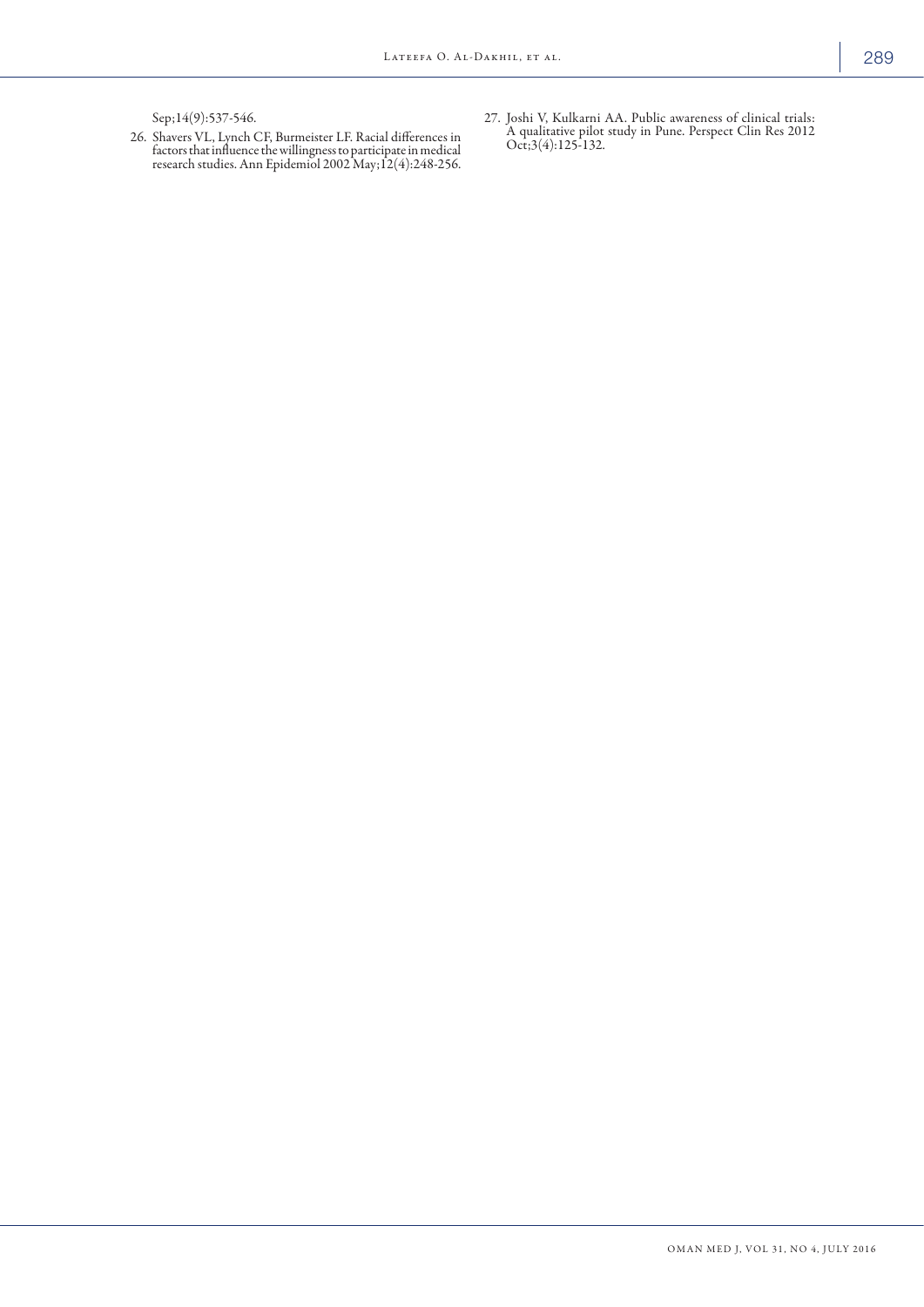Sep;14(9):537-546.

26. Shavers VL, Lynch CF, Burmeister LF. Racial differences in factors that influence the willingness to participate in medical research studies. Ann Epidemiol 2002 May;12(4):248-256.
27. Joshi V, Kulkarni AA. Public awareness of clinical trials: A qualitative pilot study in Pune. Perspect Clin Res 2012 Oct;3(4):125-132.